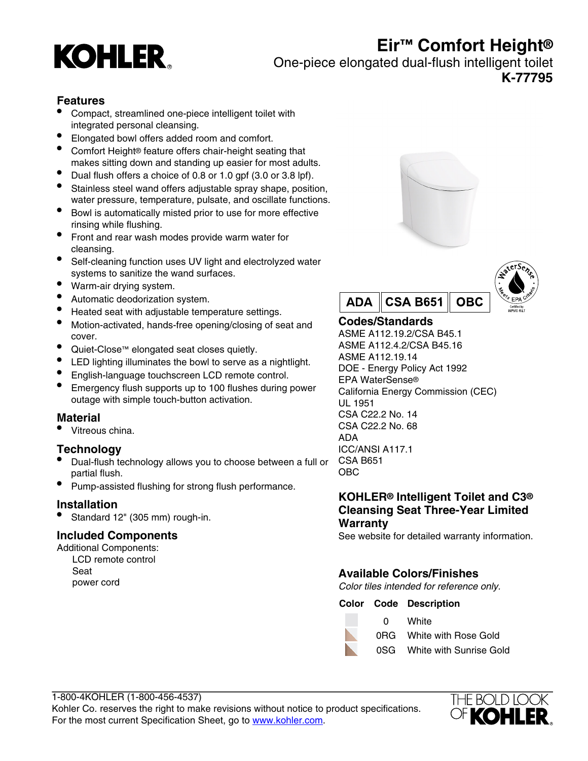# Eir™ Comfort Height®

One-piece elongated dual-flush intelligent toilet

**K-77795**

## Features

- Compact, streamlined one-piece intelligent toilet with integrated personal cleansing.
- Elongated bowl offers added room and comfort.
- Comfort Height® feature offers chair-height seating that makes sitting down and standing up easier for most adults.
- Dual flush offers a choice of 0.8 or 1.0 gpf (3.0 or 3.8 lpf).
- Stainless steel wand offers adjustable spray shape, position, water pressure, temperature, pulsate, and oscillate functions.
- Bowl is automatically misted prior to use for more effective rinsing while flushing.
- Front and rear wash modes provide warm water for cleansing.
- Self-cleaning function uses UV light and electrolyzed water systems to sanitize the wand surfaces.
- Warm-air drying system.
- Automatic deodorization system.
- Heated seat with adjustable temperature settings.
- Motion-activated, hands-free opening/closing of seat and cover.
- Quiet-Close™ elongated seat closes quietly.
- LED lighting illuminates the bowl to serve as a nightlight.
- English-language touchscreen LCD remote control.
- Emergency flush supports up to 100 flushes during power outage with simple touch-button activation.

## Material

- Vitreous china.

## Technology

- Dual-flush technology allows you to choose between a full or partial flush.
- Pump-assisted flushing for strong flush performance.

## Installation

- Standard 12" (305 mm) rough-in.

## Included Components

Additional Components:

- LCD remote control
- Seat
- power cord

ADA | CSA B651 | OBC

## Codes/Standards

ASME A112.19.2/CSA B45.1
ASME A112.4.2/CSA B45.16
ASME A112.19.14
DOE - Energy Policy Act 1992
EPA WaterSense®
California Energy Commission (CEC)
UL 1951
CSA C22.2 No. 14
CSA C22.2 No. 68
ADA
ICC/ANSI A117.1
CSA B651
OBC

## KOHLER® Intelligent Toilet and C3® Cleansing Seat Three-Year Limited Warranty

See website for detailed warranty information.

## Available Colors/Finishes

*Color tiles intended for reference only.*

| Color | Code | Description |
|---|---|---|
| | 0 | White |
| | 0RG | White with Rose Gold |
| | 0SG | White with Sunrise Gold |

1-800-4KOHLER (1-800-456-4537)
Kohler Co. reserves the right to make revisions without notice to product specifications.
For the most current Specification Sheet, go to www.kohler.com.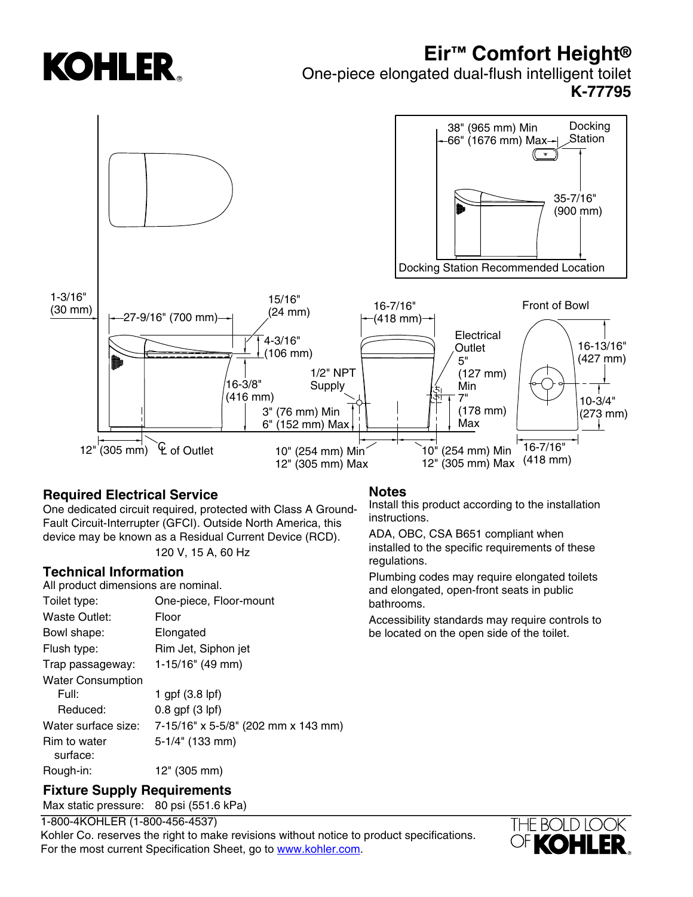# KOHLER

## Eir™ Comfort Height®

One-piece elongated dual-flush intelligent toilet

**K-77795**

38" (965 mm) Min
66" (1676 mm) Max
Docking Station
35-7/16" (900 mm)
Docking Station Recommended Location

1-3/16" (30 mm)
27-9/16" (700 mm)
15/16" (24 mm)
4-3/16" (106 mm)
16-3/8" (416 mm)
1/2" NPT Supply
3" (76 mm) Min
6" (152 mm) Max
12" (305 mm)
℄ of Outlet
10" (254 mm) Min
12" (305 mm) Max
16-7/16" (418 mm)
Electrical Outlet
5" (127 mm) Min
7" (178 mm) Max
10" (254 mm) Min
12" (305 mm) Max
Front of Bowl
16-13/16" (427 mm)
10-3/4" (273 mm)
16-7/16" (418 mm)

### Required Electrical Service

One dedicated circuit required, protected with Class A Ground-Fault Circuit-Interrupter (GFCI). Outside North America, this device may be known as a Residual Current Device (RCD).

120 V, 15 A, 60 Hz

### Technical Information

All product dimensions are nominal.

| | |
|---|---|
| Toilet type: | One-piece, Floor-mount |
| Waste Outlet: | Floor |
| Bowl shape: | Elongated |
| Flush type: | Rim Jet, Siphon jet |
| Trap passageway: | 1-15/16" (49 mm) |
| Water Consumption | |
| Full: | 1 gpf (3.8 lpf) |
| Reduced: | 0.8 gpf (3 lpf) |
| Water surface size: | 7-15/16" x 5-5/8" (202 mm x 143 mm) |
| Rim to water surface: | 5-1/4" (133 mm) |
| Rough-in: | 12" (305 mm) |

### Fixture Supply Requirements

Max static pressure: 80 psi (551.6 kPa)

### Notes

Install this product according to the installation instructions.

ADA, OBC, CSA B651 compliant when installed to the specific requirements of these regulations.

Plumbing codes may require elongated toilets and elongated, open-front seats in public bathrooms.

Accessibility standards may require controls to be located on the open side of the toilet.

1-800-4KOHLER (1-800-456-4537)
Kohler Co. reserves the right to make revisions without notice to product specifications.
For the most current Specification Sheet, go to www.kohler.com.

THE BOLD LOOK OF KOHLER.